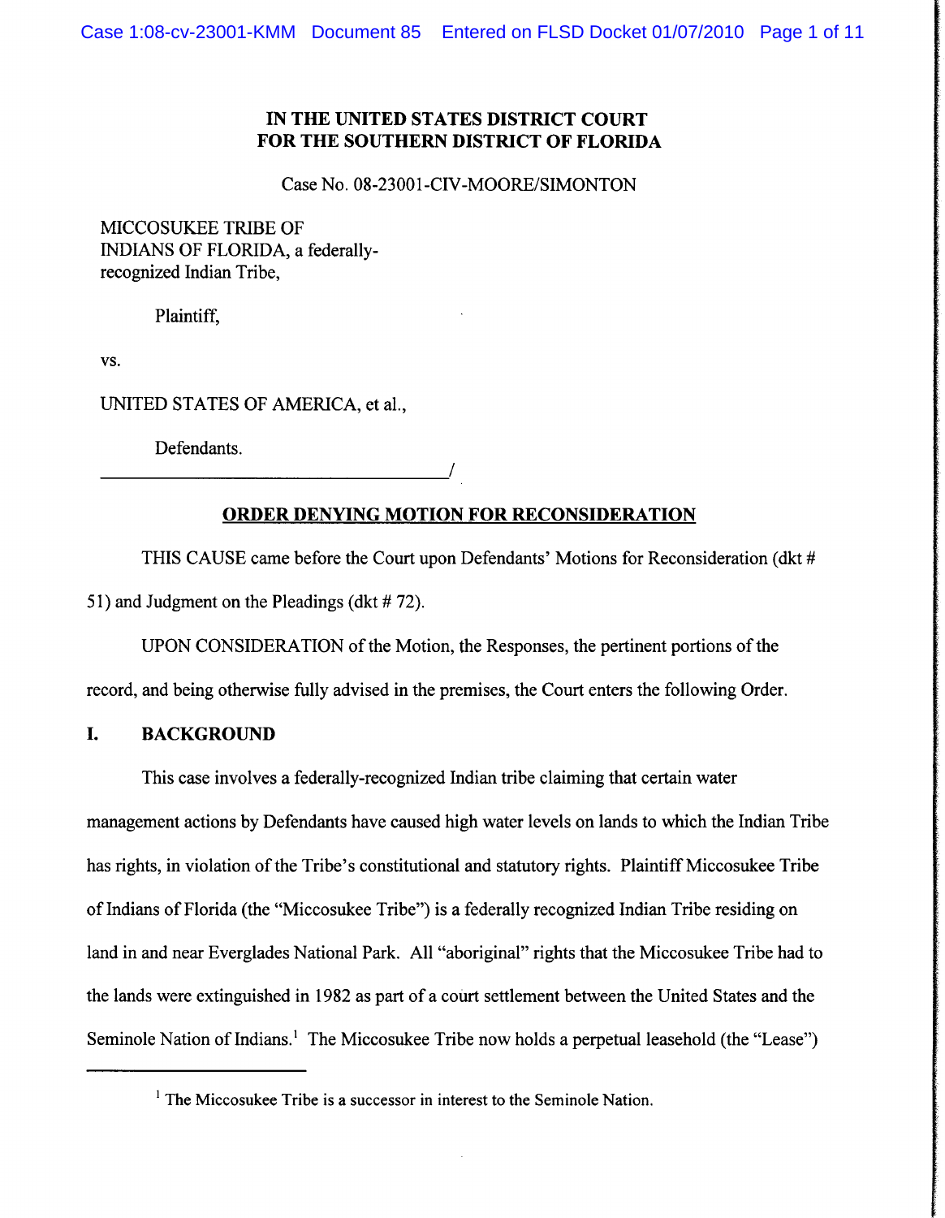**IN THE UNITED STATES DISTRICT COURT**
**FOR THE SOUTHERN DISTRICT OF FLORIDA**

Case No. 08-23001-CIV-MOORE/SIMONTON

MICCOSUKEE TRIBE OF
INDIANS OF FLORIDA, a federally-
recognized Indian Tribe,

Plaintiff,

vs.

UNITED STATES OF AMERICA, et al.,

Defendants.

_______________________________________/

**ORDER DENYING MOTION FOR RECONSIDERATION**

THIS CAUSE came before the Court upon Defendants' Motions for Reconsideration (dkt # 51) and Judgment on the Pleadings (dkt # 72).

UPON CONSIDERATION of the Motion, the Responses, the pertinent portions of the record, and being otherwise fully advised in the premises, the Court enters the following Order.

## I. BACKGROUND

This case involves a federally-recognized Indian tribe claiming that certain water management actions by Defendants have caused high water levels on lands to which the Indian Tribe has rights, in violation of the Tribe's constitutional and statutory rights. Plaintiff Miccosukee Tribe of Indians of Florida (the "Miccosukee Tribe") is a federally recognized Indian Tribe residing on land in and near Everglades National Park. All "aboriginal" rights that the Miccosukee Tribe had to the lands were extinguished in 1982 as part of a court settlement between the United States and the Seminole Nation of Indians.[1] The Miccosukee Tribe now holds a perpetual leasehold (the "Lease")

[1] The Miccosukee Tribe is a successor in interest to the Seminole Nation.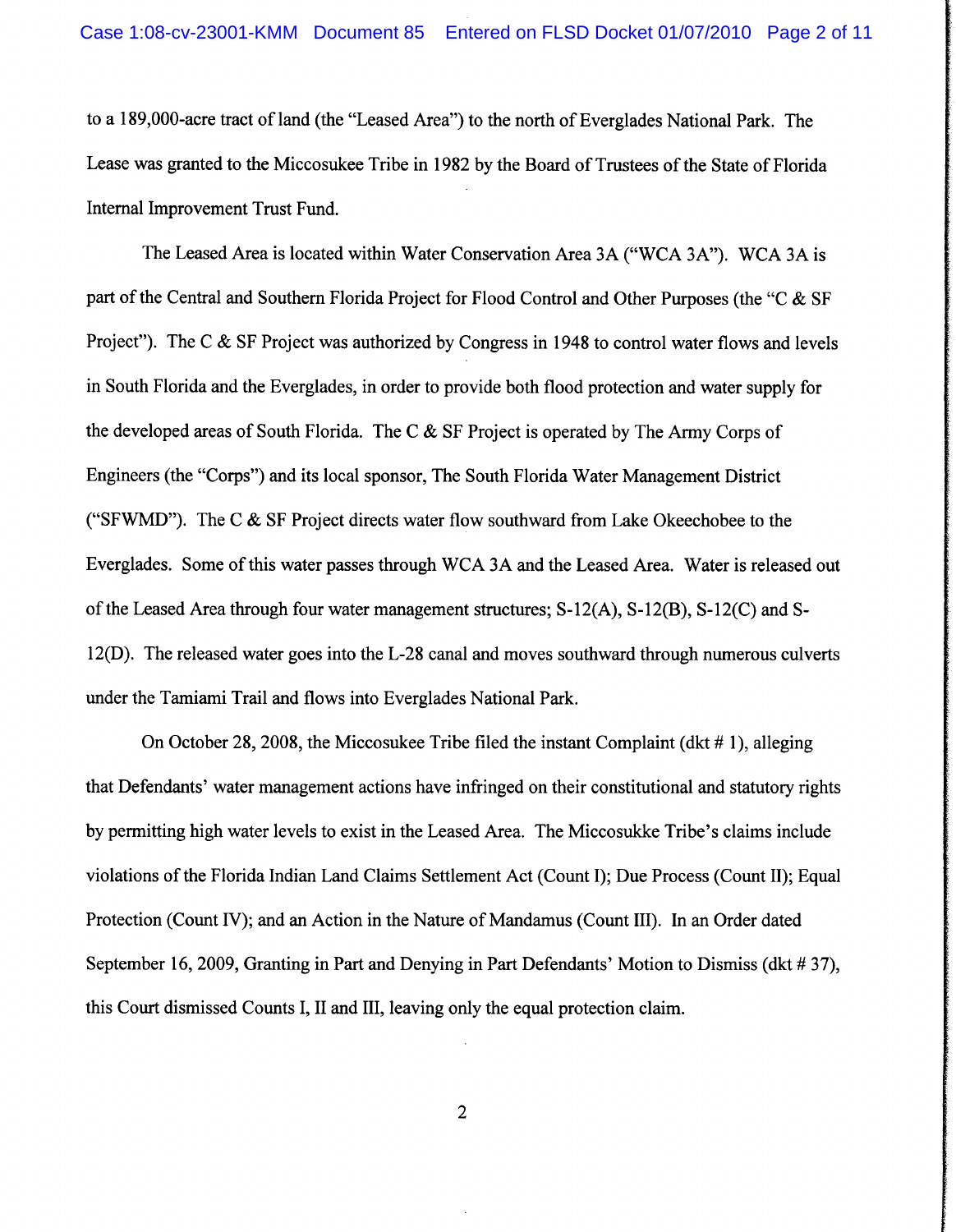to a 189,000-acre tract of land (the "Leased Area") to the north of Everglades National Park. The Lease was granted to the Miccosukee Tribe in 1982 by the Board of Trustees of the State of Florida Internal Improvement Trust Fund.

The Leased Area is located within Water Conservation Area 3A ("WCA 3A"). WCA 3A is part of the Central and Southern Florida Project for Flood Control and Other Purposes (the "C & SF Project"). The C & SF Project was authorized by Congress in 1948 to control water flows and levels in South Florida and the Everglades, in order to provide both flood protection and water supply for the developed areas of South Florida. The C & SF Project is operated by The Army Corps of Engineers (the "Corps") and its local sponsor, The South Florida Water Management District ("SFWMD"). The C & SF Project directs water flow southward from Lake Okeechobee to the Everglades. Some of this water passes through WCA 3A and the Leased Area. Water is released out of the Leased Area through four water management structures; S-12(A), S-12(B), S-12(C) and S-12(D). The released water goes into the L-28 canal and moves southward through numerous culverts under the Tamiami Trail and flows into Everglades National Park.

On October 28, 2008, the Miccosukee Tribe filed the instant Complaint (dkt # 1), alleging that Defendants' water management actions have infringed on their constitutional and statutory rights by permitting high water levels to exist in the Leased Area. The Miccosukke Tribe's claims include violations of the Florida Indian Land Claims Settlement Act (Count I); Due Process (Count II); Equal Protection (Count IV); and an Action in the Nature of Mandamus (Count III). In an Order dated September 16, 2009, Granting in Part and Denying in Part Defendants' Motion to Dismiss (dkt # 37), this Court dismissed Counts I, II and III, leaving only the equal protection claim.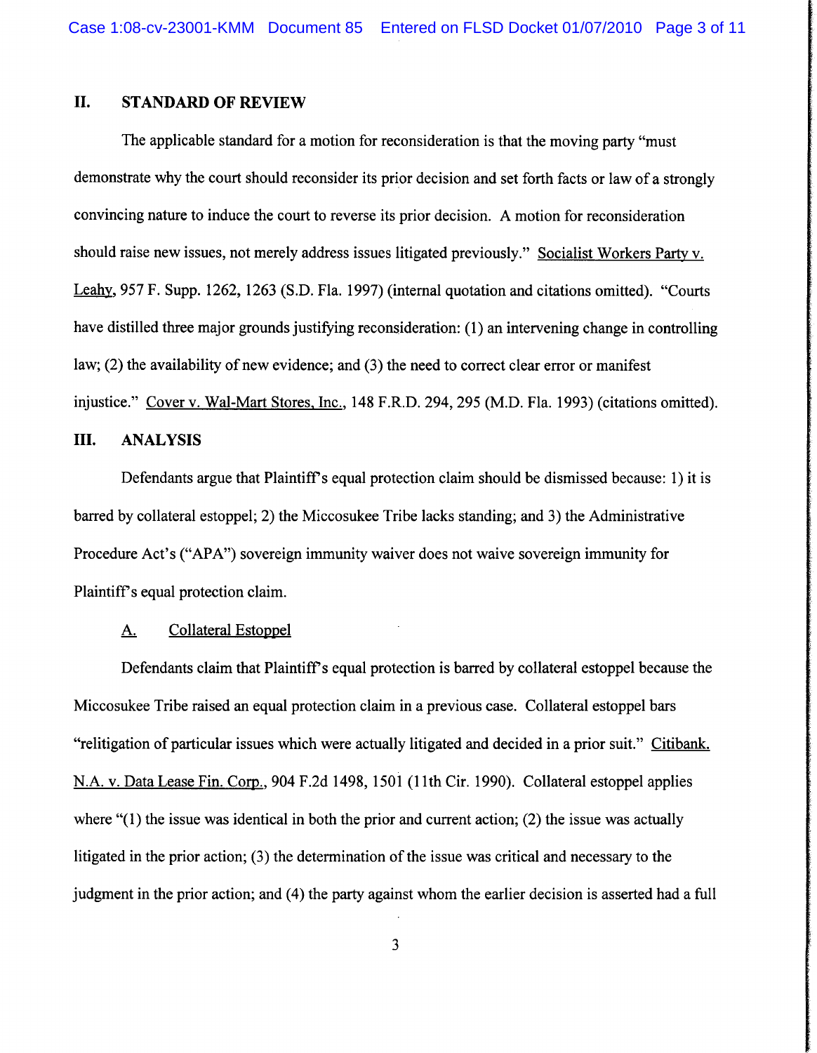## II. STANDARD OF REVIEW

The applicable standard for a motion for reconsideration is that the moving party "must demonstrate why the court should reconsider its prior decision and set forth facts or law of a strongly convincing nature to induce the court to reverse its prior decision. A motion for reconsideration should raise new issues, not merely address issues litigated previously." Socialist Workers Party v. Leahy, 957 F. Supp. 1262, 1263 (S.D. Fla. 1997) (internal quotation and citations omitted). "Courts have distilled three major grounds justifying reconsideration: (1) an intervening change in controlling law; (2) the availability of new evidence; and (3) the need to correct clear error or manifest injustice." Cover v. Wal-Mart Stores, Inc., 148 F.R.D. 294, 295 (M.D. Fla. 1993) (citations omitted).

## III. ANALYSIS

Defendants argue that Plaintiff's equal protection claim should be dismissed because: 1) it is barred by collateral estoppel; 2) the Miccosukee Tribe lacks standing; and 3) the Administrative Procedure Act's ("APA") sovereign immunity waiver does not waive sovereign immunity for Plaintiff's equal protection claim.

### A. Collateral Estoppel

Defendants claim that Plaintiff's equal protection is barred by collateral estoppel because the Miccosukee Tribe raised an equal protection claim in a previous case. Collateral estoppel bars "relitigation of particular issues which were actually litigated and decided in a prior suit." Citibank, N.A. v. Data Lease Fin. Corp., 904 F.2d 1498, 1501 (11th Cir. 1990). Collateral estoppel applies where "(1) the issue was identical in both the prior and current action; (2) the issue was actually litigated in the prior action; (3) the determination of the issue was critical and necessary to the judgment in the prior action; and (4) the party against whom the earlier decision is asserted had a full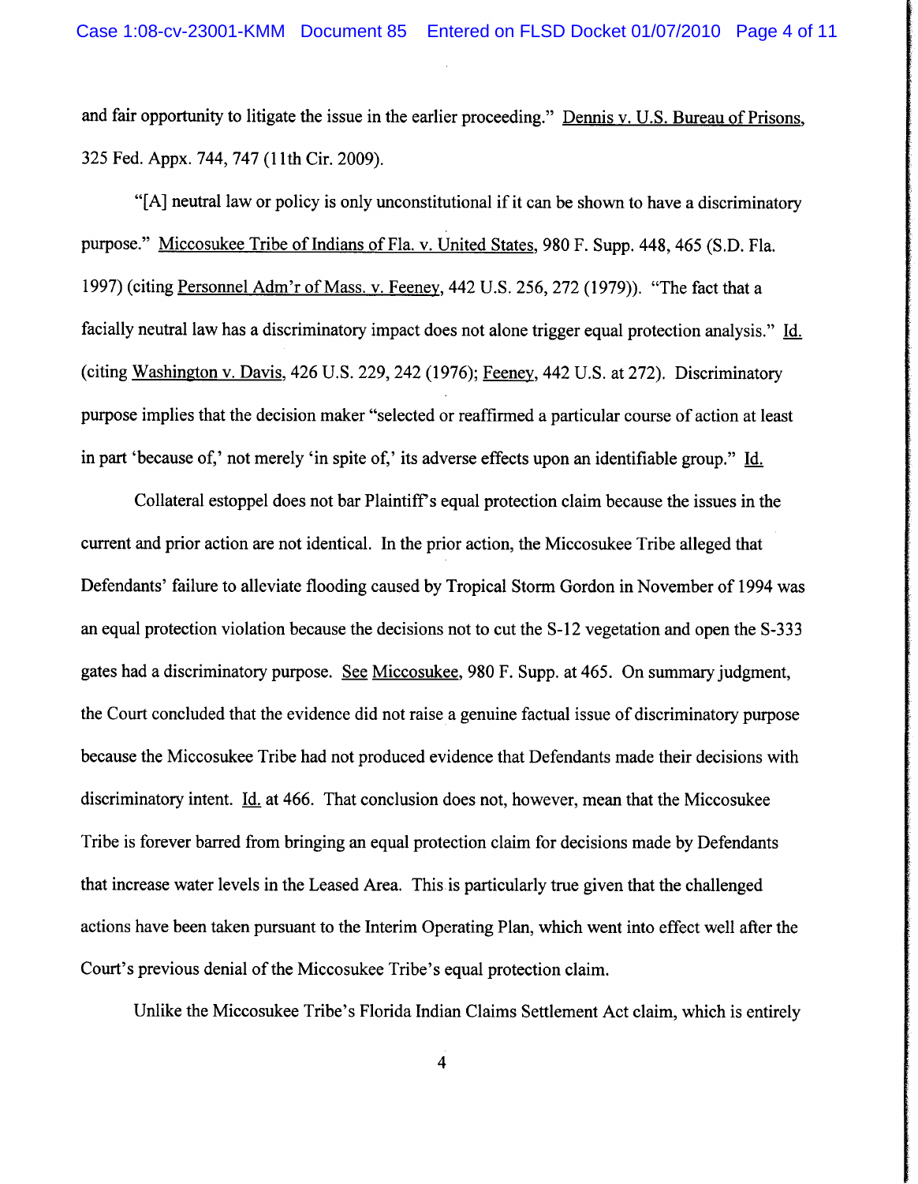and fair opportunity to litigate the issue in the earlier proceeding." Dennis v. U.S. Bureau of Prisons, 325 Fed. Appx. 744, 747 (11th Cir. 2009).

"[A] neutral law or policy is only unconstitutional if it can be shown to have a discriminatory purpose." Miccosukee Tribe of Indians of Fla. v. United States, 980 F. Supp. 448, 465 (S.D. Fla. 1997) (citing Personnel Adm'r of Mass. v. Feeney, 442 U.S. 256, 272 (1979)). "The fact that a facially neutral law has a discriminatory impact does not alone trigger equal protection analysis." Id. (citing Washington v. Davis, 426 U.S. 229, 242 (1976); Feeney, 442 U.S. at 272). Discriminatory purpose implies that the decision maker "selected or reaffirmed a particular course of action at least in part 'because of,' not merely 'in spite of,' its adverse effects upon an identifiable group." Id.

Collateral estoppel does not bar Plaintiff's equal protection claim because the issues in the current and prior action are not identical. In the prior action, the Miccosukee Tribe alleged that Defendants' failure to alleviate flooding caused by Tropical Storm Gordon in November of 1994 was an equal protection violation because the decisions not to cut the S-12 vegetation and open the S-333 gates had a discriminatory purpose. See Miccosukee, 980 F. Supp. at 465. On summary judgment, the Court concluded that the evidence did not raise a genuine factual issue of discriminatory purpose because the Miccosukee Tribe had not produced evidence that Defendants made their decisions with discriminatory intent. Id. at 466. That conclusion does not, however, mean that the Miccosukee Tribe is forever barred from bringing an equal protection claim for decisions made by Defendants that increase water levels in the Leased Area. This is particularly true given that the challenged actions have been taken pursuant to the Interim Operating Plan, which went into effect well after the Court's previous denial of the Miccosukee Tribe's equal protection claim.

Unlike the Miccosukee Tribe's Florida Indian Claims Settlement Act claim, which is entirely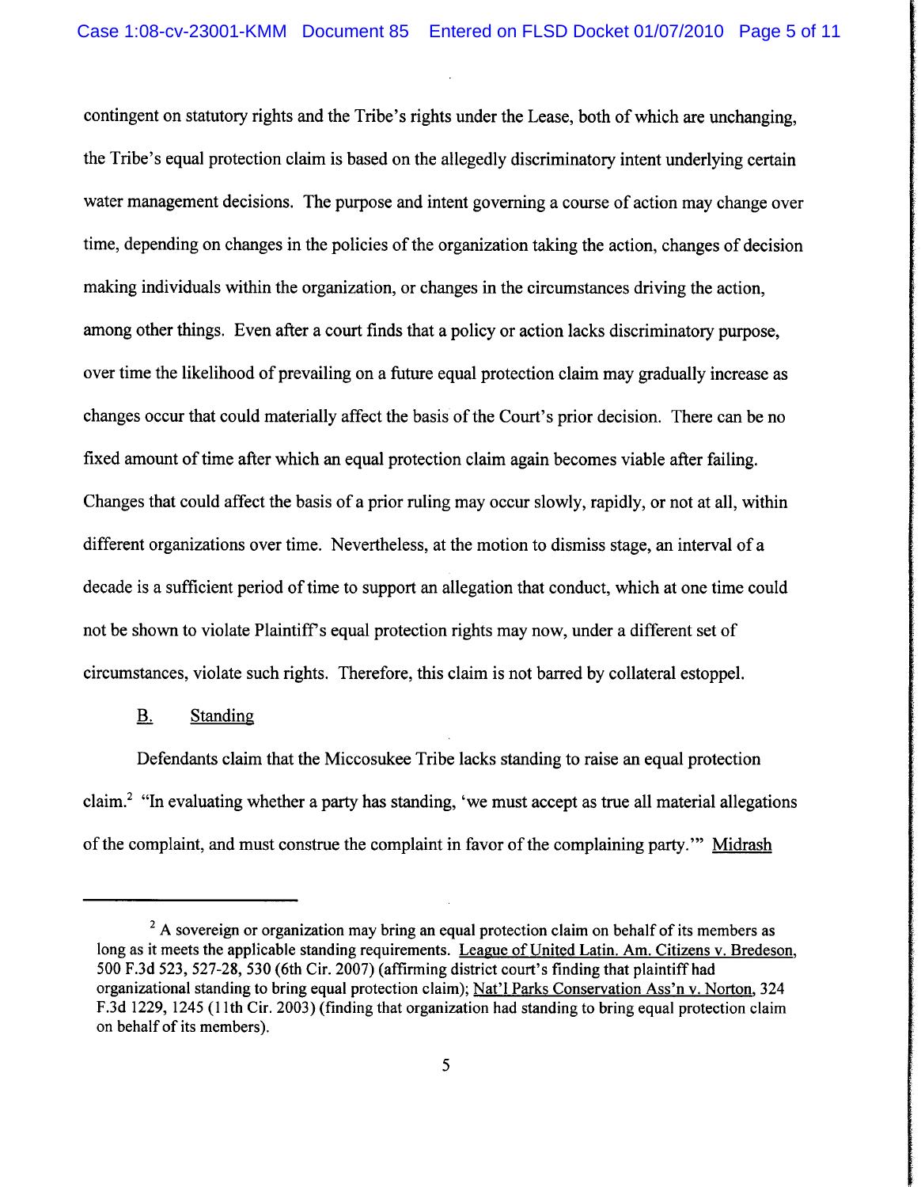contingent on statutory rights and the Tribe's rights under the Lease, both of which are unchanging, the Tribe's equal protection claim is based on the allegedly discriminatory intent underlying certain water management decisions. The purpose and intent governing a course of action may change over time, depending on changes in the policies of the organization taking the action, changes of decision making individuals within the organization, or changes in the circumstances driving the action, among other things. Even after a court finds that a policy or action lacks discriminatory purpose, over time the likelihood of prevailing on a future equal protection claim may gradually increase as changes occur that could materially affect the basis of the Court's prior decision. There can be no fixed amount of time after which an equal protection claim again becomes viable after failing. Changes that could affect the basis of a prior ruling may occur slowly, rapidly, or not at all, within different organizations over time. Nevertheless, at the motion to dismiss stage, an interval of a decade is a sufficient period of time to support an allegation that conduct, which at one time could not be shown to violate Plaintiff's equal protection rights may now, under a different set of circumstances, violate such rights. Therefore, this claim is not barred by collateral estoppel.

### B. Standing

Defendants claim that the Miccosukee Tribe lacks standing to raise an equal protection claim.[2] "In evaluating whether a party has standing, 'we must accept as true all material allegations of the complaint, and must construe the complaint in favor of the complaining party.'" Midrash

---

[2] A sovereign or organization may bring an equal protection claim on behalf of its members as long as it meets the applicable standing requirements. League of United Latin. Am. Citizens v. Bredeson, 500 F.3d 523, 527-28, 530 (6th Cir. 2007) (affirming district court's finding that plaintiff had organizational standing to bring equal protection claim); Nat'l Parks Conservation Ass'n v. Norton, 324 F.3d 1229, 1245 (11th Cir. 2003) (finding that organization had standing to bring equal protection claim on behalf of its members).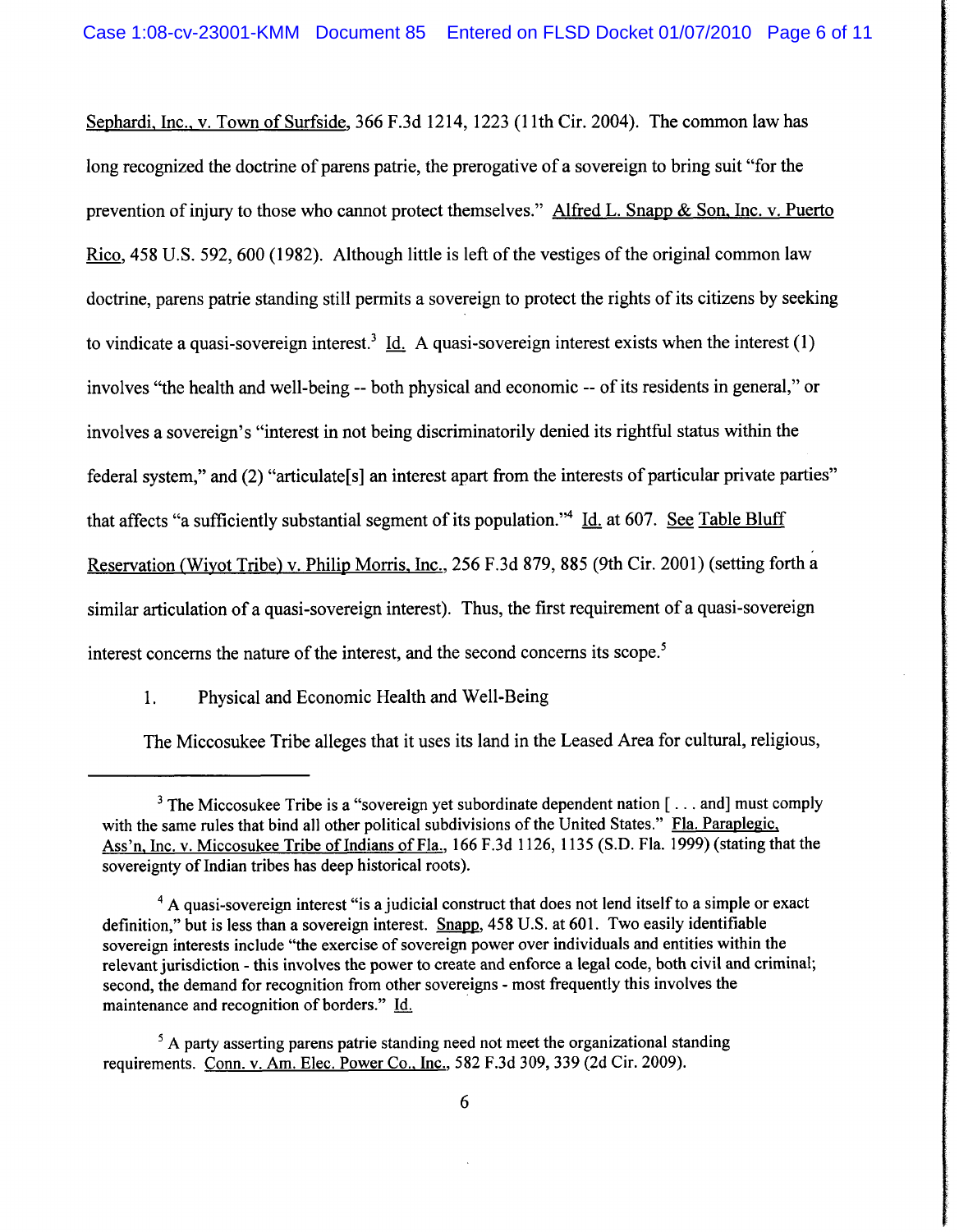Sephardi, Inc., v. Town of Surfside, 366 F.3d 1214, 1223 (11th Cir. 2004). The common law has long recognized the doctrine of parens patrie, the prerogative of a sovereign to bring suit "for the prevention of injury to those who cannot protect themselves." Alfred L. Snapp & Son, Inc. v. Puerto Rico, 458 U.S. 592, 600 (1982). Although little is left of the vestiges of the original common law doctrine, parens patrie standing still permits a sovereign to protect the rights of its citizens by seeking to vindicate a quasi-sovereign interest.[3] Id. A quasi-sovereign interest exists when the interest (1) involves "the health and well-being -- both physical and economic -- of its residents in general," or involves a sovereign's "interest in not being discriminatorily denied its rightful status within the federal system," and (2) "articulate[s] an interest apart from the interests of particular private parties" that affects "a sufficiently substantial segment of its population."[4] Id. at 607. See Table Bluff Reservation (Wiyot Tribe) v. Philip Morris, Inc., 256 F.3d 879, 885 (9th Cir. 2001) (setting forth a similar articulation of a quasi-sovereign interest). Thus, the first requirement of a quasi-sovereign interest concerns the nature of the interest, and the second concerns its scope.[5]

1. Physical and Economic Health and Well-Being

The Miccosukee Tribe alleges that it uses its land in the Leased Area for cultural, religious,

---

[3] The Miccosukee Tribe is a "sovereign yet subordinate dependent nation [ . . . and] must comply with the same rules that bind all other political subdivisions of the United States." Fla. Paraplegic, Ass'n, Inc. v. Miccosukee Tribe of Indians of Fla., 166 F.3d 1126, 1135 (S.D. Fla. 1999) (stating that the sovereignty of Indian tribes has deep historical roots).

[4] A quasi-sovereign interest "is a judicial construct that does not lend itself to a simple or exact definition," but is less than a sovereign interest. Snapp, 458 U.S. at 601. Two easily identifiable sovereign interests include "the exercise of sovereign power over individuals and entities within the relevant jurisdiction - this involves the power to create and enforce a legal code, both civil and criminal; second, the demand for recognition from other sovereigns - most frequently this involves the maintenance and recognition of borders." Id.

[5] A party asserting parens patrie standing need not meet the organizational standing requirements. Conn. v. Am. Elec. Power Co., Inc., 582 F.3d 309, 339 (2d Cir. 2009).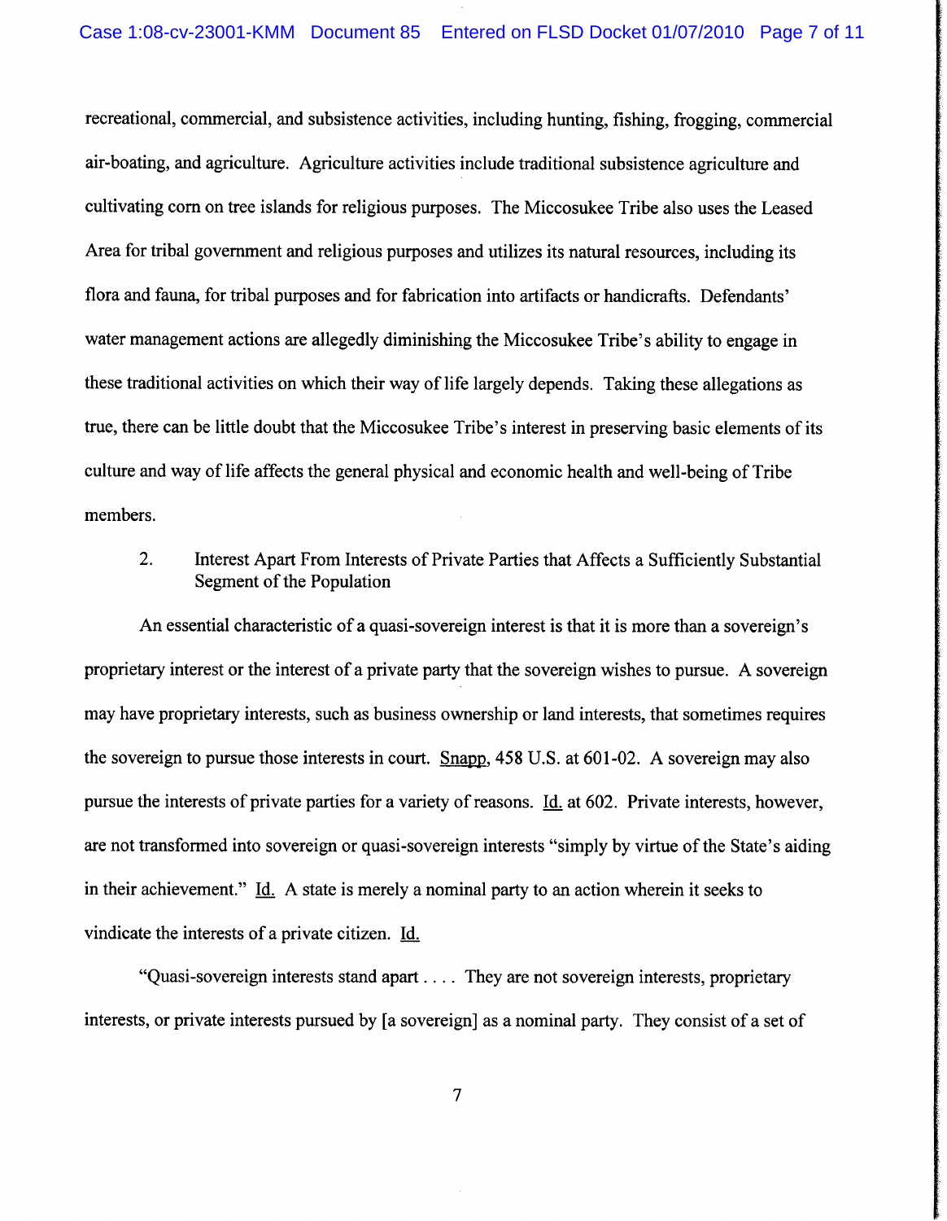recreational, commercial, and subsistence activities, including hunting, fishing, frogging, commercial air-boating, and agriculture. Agriculture activities include traditional subsistence agriculture and cultivating corn on tree islands for religious purposes. The Miccosukee Tribe also uses the Leased Area for tribal government and religious purposes and utilizes its natural resources, including its flora and fauna, for tribal purposes and for fabrication into artifacts or handicrafts. Defendants' water management actions are allegedly diminishing the Miccosukee Tribe's ability to engage in these traditional activities on which their way of life largely depends. Taking these allegations as true, there can be little doubt that the Miccosukee Tribe's interest in preserving basic elements of its culture and way of life affects the general physical and economic health and well-being of Tribe members.

2. Interest Apart From Interests of Private Parties that Affects a Sufficiently Substantial Segment of the Population

An essential characteristic of a quasi-sovereign interest is that it is more than a sovereign's proprietary interest or the interest of a private party that the sovereign wishes to pursue. A sovereign may have proprietary interests, such as business ownership or land interests, that sometimes requires the sovereign to pursue those interests in court. Snapp, 458 U.S. at 601-02. A sovereign may also pursue the interests of private parties for a variety of reasons. Id. at 602. Private interests, however, are not transformed into sovereign or quasi-sovereign interests "simply by virtue of the State's aiding in their achievement." Id. A state is merely a nominal party to an action wherein it seeks to vindicate the interests of a private citizen. Id.

"Quasi-sovereign interests stand apart . . . . They are not sovereign interests, proprietary interests, or private interests pursued by [a sovereign] as a nominal party. They consist of a set of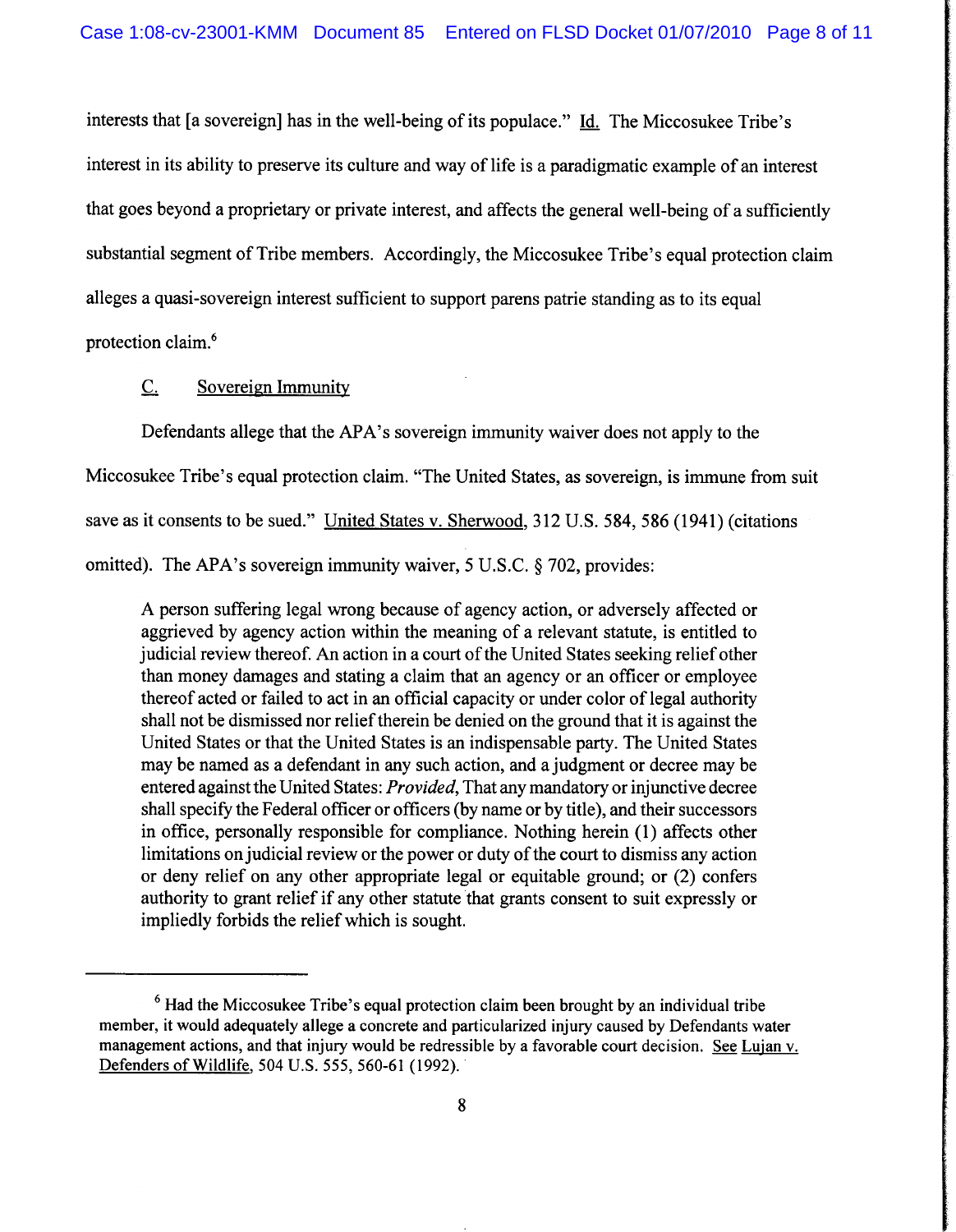interests that [a sovereign] has in the well-being of its populace." Id. The Miccosukee Tribe's interest in its ability to preserve its culture and way of life is a paradigmatic example of an interest that goes beyond a proprietary or private interest, and affects the general well-being of a sufficiently substantial segment of Tribe members. Accordingly, the Miccosukee Tribe's equal protection claim alleges a quasi-sovereign interest sufficient to support parens patrie standing as to its equal protection claim.[6]

## C. Sovereign Immunity

Defendants allege that the APA's sovereign immunity waiver does not apply to the Miccosukee Tribe's equal protection claim. "The United States, as sovereign, is immune from suit save as it consents to be sued." United States v. Sherwood, 312 U.S. 584, 586 (1941) (citations omitted). The APA's sovereign immunity waiver, 5 U.S.C. § 702, provides:

> A person suffering legal wrong because of agency action, or adversely affected or aggrieved by agency action within the meaning of a relevant statute, is entitled to judicial review thereof. An action in a court of the United States seeking relief other than money damages and stating a claim that an agency or an officer or employee thereof acted or failed to act in an official capacity or under color of legal authority shall not be dismissed nor relief therein be denied on the ground that it is against the United States or that the United States is an indispensable party. The United States may be named as a defendant in any such action, and a judgment or decree may be entered against the United States: *Provided*, That any mandatory or injunctive decree shall specify the Federal officer or officers (by name or by title), and their successors in office, personally responsible for compliance. Nothing herein (1) affects other limitations on judicial review or the power or duty of the court to dismiss any action or deny relief on any other appropriate legal or equitable ground; or (2) confers authority to grant relief if any other statute that grants consent to suit expressly or impliedly forbids the relief which is sought.

---

[6] Had the Miccosukee Tribe's equal protection claim been brought by an individual tribe member, it would adequately allege a concrete and particularized injury caused by Defendants water management actions, and that injury would be redressible by a favorable court decision. See Lujan v. Defenders of Wildlife, 504 U.S. 555, 560-61 (1992).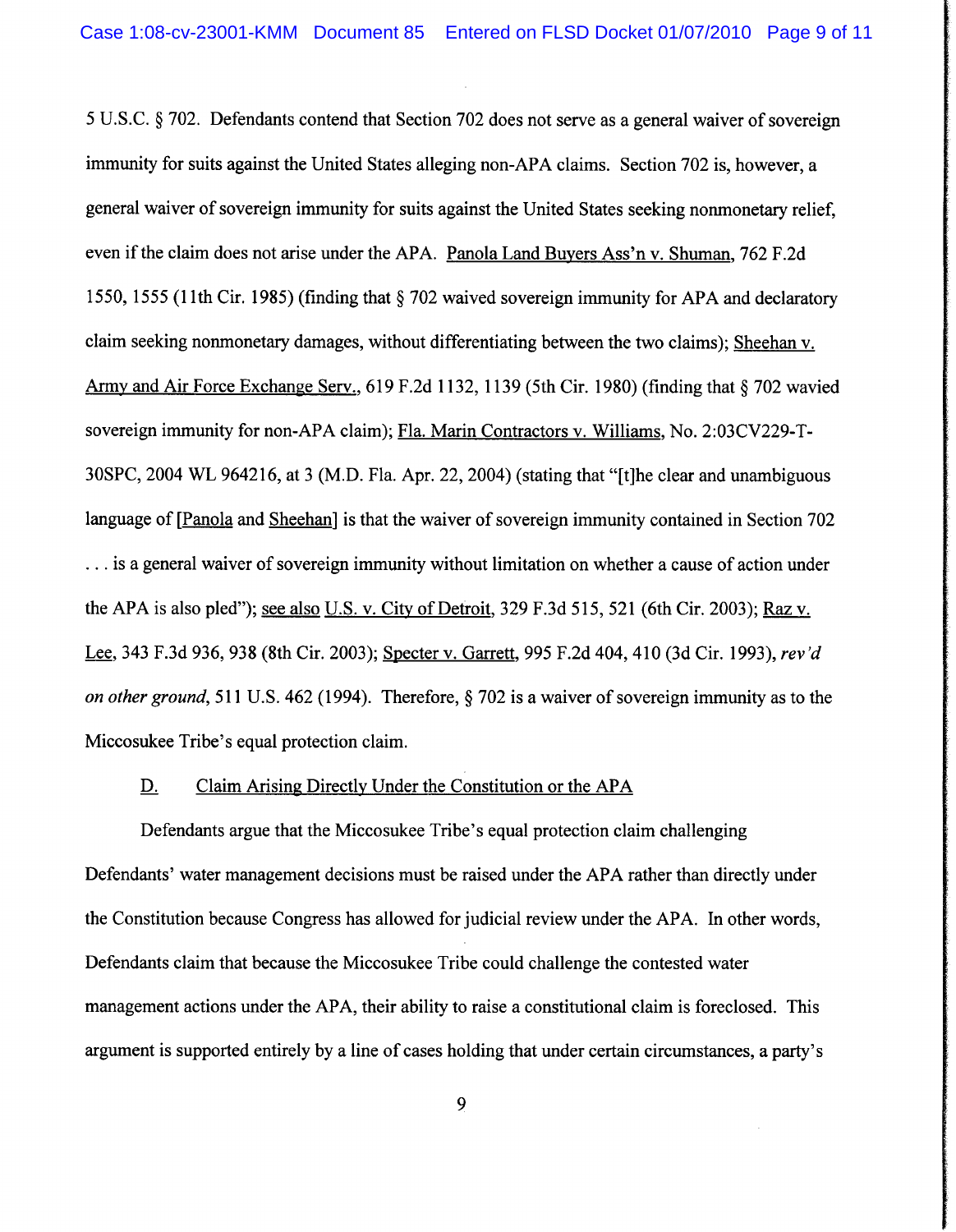5 U.S.C. § 702. Defendants contend that Section 702 does not serve as a general waiver of sovereign immunity for suits against the United States alleging non-APA claims. Section 702 is, however, a general waiver of sovereign immunity for suits against the United States seeking nonmonetary relief, even if the claim does not arise under the APA. Panola Land Buyers Ass'n v. Shuman, 762 F.2d 1550, 1555 (11th Cir. 1985) (finding that § 702 waived sovereign immunity for APA and declaratory claim seeking nonmonetary damages, without differentiating between the two claims); Sheehan v. Army and Air Force Exchange Serv., 619 F.2d 1132, 1139 (5th Cir. 1980) (finding that § 702 wavied sovereign immunity for non-APA claim); Fla. Marin Contractors v. Williams, No. 2:03CV229-T-30SPC, 2004 WL 964216, at 3 (M.D. Fla. Apr. 22, 2004) (stating that "[t]he clear and unambiguous language of [Panola and Sheehan] is that the waiver of sovereign immunity contained in Section 702 . . . is a general waiver of sovereign immunity without limitation on whether a cause of action under the APA is also pled"); see also U.S. v. City of Detroit, 329 F.3d 515, 521 (6th Cir. 2003); Raz v. Lee, 343 F.3d 936, 938 (8th Cir. 2003); Specter v. Garrett, 995 F.2d 404, 410 (3d Cir. 1993), *rev'd on other ground*, 511 U.S. 462 (1994). Therefore, § 702 is a waiver of sovereign immunity as to the Miccosukee Tribe's equal protection claim.

D. Claim Arising Directly Under the Constitution or the APA

Defendants argue that the Miccosukee Tribe's equal protection claim challenging Defendants' water management decisions must be raised under the APA rather than directly under the Constitution because Congress has allowed for judicial review under the APA. In other words, Defendants claim that because the Miccosukee Tribe could challenge the contested water management actions under the APA, their ability to raise a constitutional claim is foreclosed. This argument is supported entirely by a line of cases holding that under certain circumstances, a party's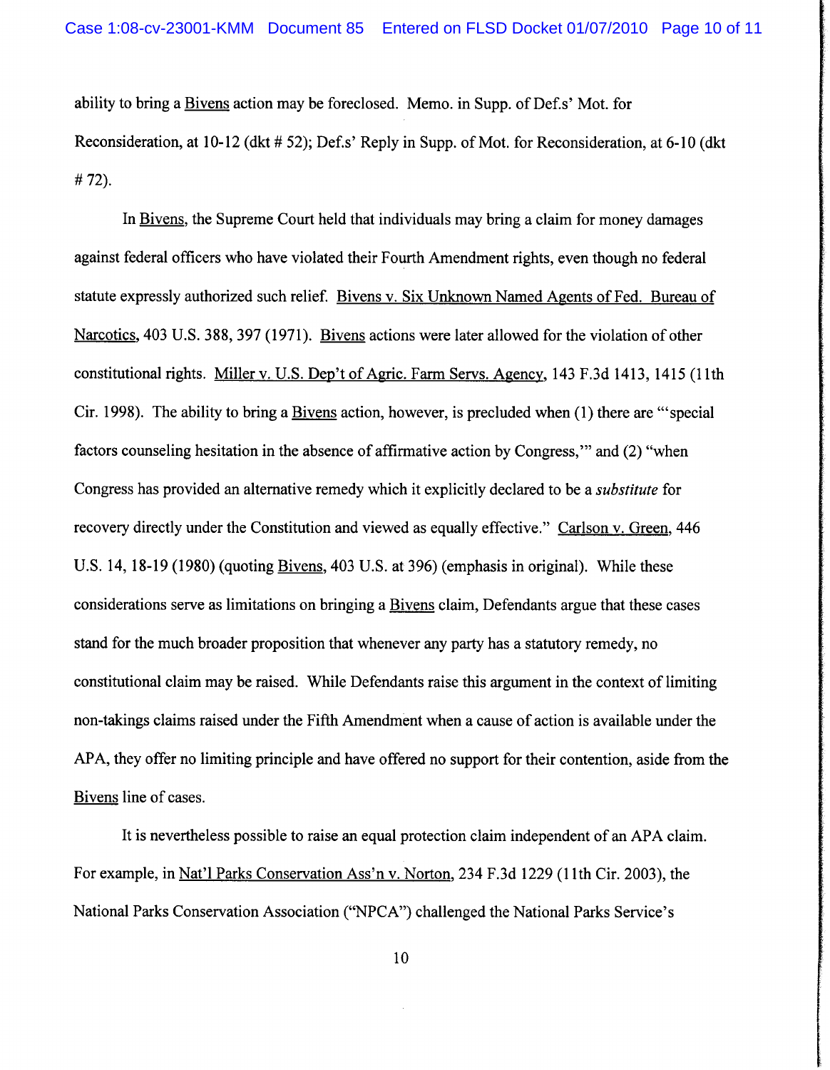ability to bring a Bivens action may be foreclosed. Memo. in Supp. of Def.s' Mot. for Reconsideration, at 10-12 (dkt # 52); Def.s' Reply in Supp. of Mot. for Reconsideration, at 6-10 (dkt # 72).

In Bivens, the Supreme Court held that individuals may bring a claim for money damages against federal officers who have violated their Fourth Amendment rights, even though no federal statute expressly authorized such relief. Bivens v. Six Unknown Named Agents of Fed. Bureau of Narcotics, 403 U.S. 388, 397 (1971). Bivens actions were later allowed for the violation of other constitutional rights. Miller v. U.S. Dep't of Agric. Farm Servs. Agency, 143 F.3d 1413, 1415 (11th Cir. 1998). The ability to bring a Bivens action, however, is precluded when (1) there are "'special factors counseling hesitation in the absence of affirmative action by Congress,'" and (2) "when Congress has provided an alternative remedy which it explicitly declared to be a *substitute* for recovery directly under the Constitution and viewed as equally effective." Carlson v. Green, 446 U.S. 14, 18-19 (1980) (quoting Bivens, 403 U.S. at 396) (emphasis in original). While these considerations serve as limitations on bringing a Bivens claim, Defendants argue that these cases stand for the much broader proposition that whenever any party has a statutory remedy, no constitutional claim may be raised. While Defendants raise this argument in the context of limiting non-takings claims raised under the Fifth Amendment when a cause of action is available under the APA, they offer no limiting principle and have offered no support for their contention, aside from the Bivens line of cases.

It is nevertheless possible to raise an equal protection claim independent of an APA claim. For example, in Nat'l Parks Conservation Ass'n v. Norton, 234 F.3d 1229 (11th Cir. 2003), the National Parks Conservation Association ("NPCA") challenged the National Parks Service's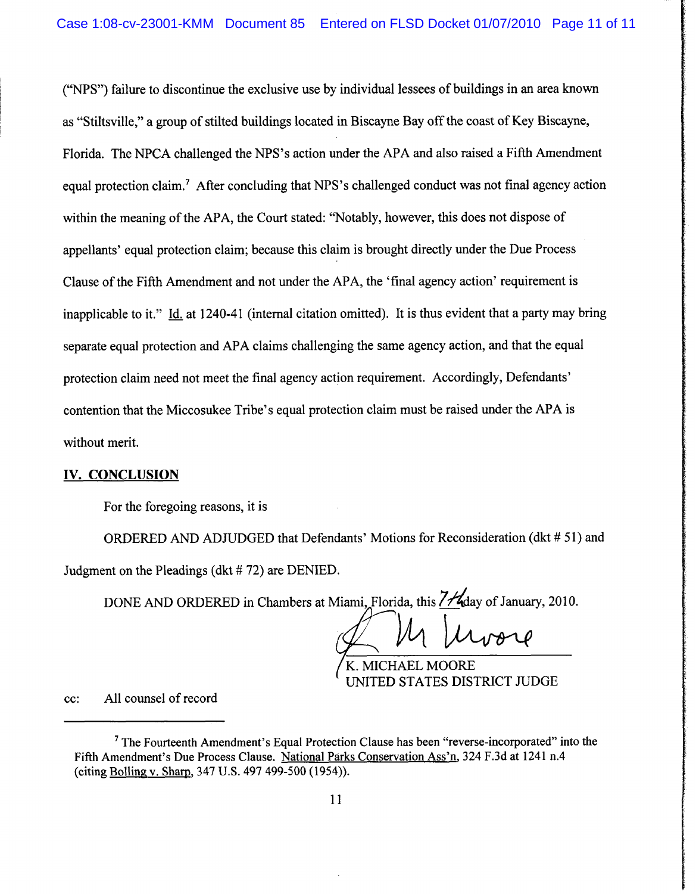("NPS") failure to discontinue the exclusive use by individual lessees of buildings in an area known as "Stiltsville," a group of stilted buildings located in Biscayne Bay off the coast of Key Biscayne, Florida. The NPCA challenged the NPS's action under the APA and also raised a Fifth Amendment equal protection claim.[7] After concluding that NPS's challenged conduct was not final agency action within the meaning of the APA, the Court stated: "Notably, however, this does not dispose of appellants' equal protection claim; because this claim is brought directly under the Due Process Clause of the Fifth Amendment and not under the APA, the 'final agency action' requirement is inapplicable to it." Id. at 1240-41 (internal citation omitted). It is thus evident that a party may bring separate equal protection and APA claims challenging the same agency action, and that the equal protection claim need not meet the final agency action requirement. Accordingly, Defendants' contention that the Miccosukee Tribe's equal protection claim must be raised under the APA is without merit.

## IV. CONCLUSION

For the foregoing reasons, it is

ORDERED AND ADJUDGED that Defendants' Motions for Reconsideration (dkt # 51) and Judgment on the Pleadings (dkt # 72) are DENIED.

DONE AND ORDERED in Chambers at Miami, Florida, this 7th day of January, 2010.

K. MICHAEL MOORE
UNITED STATES DISTRICT JUDGE

cc: All counsel of record

---

[7] The Fourteenth Amendment's Equal Protection Clause has been "reverse-incorporated" into the Fifth Amendment's Due Process Clause. National Parks Conservation Ass'n, 324 F.3d at 1241 n.4 (citing Bolling v. Sharp, 347 U.S. 497 499-500 (1954)).